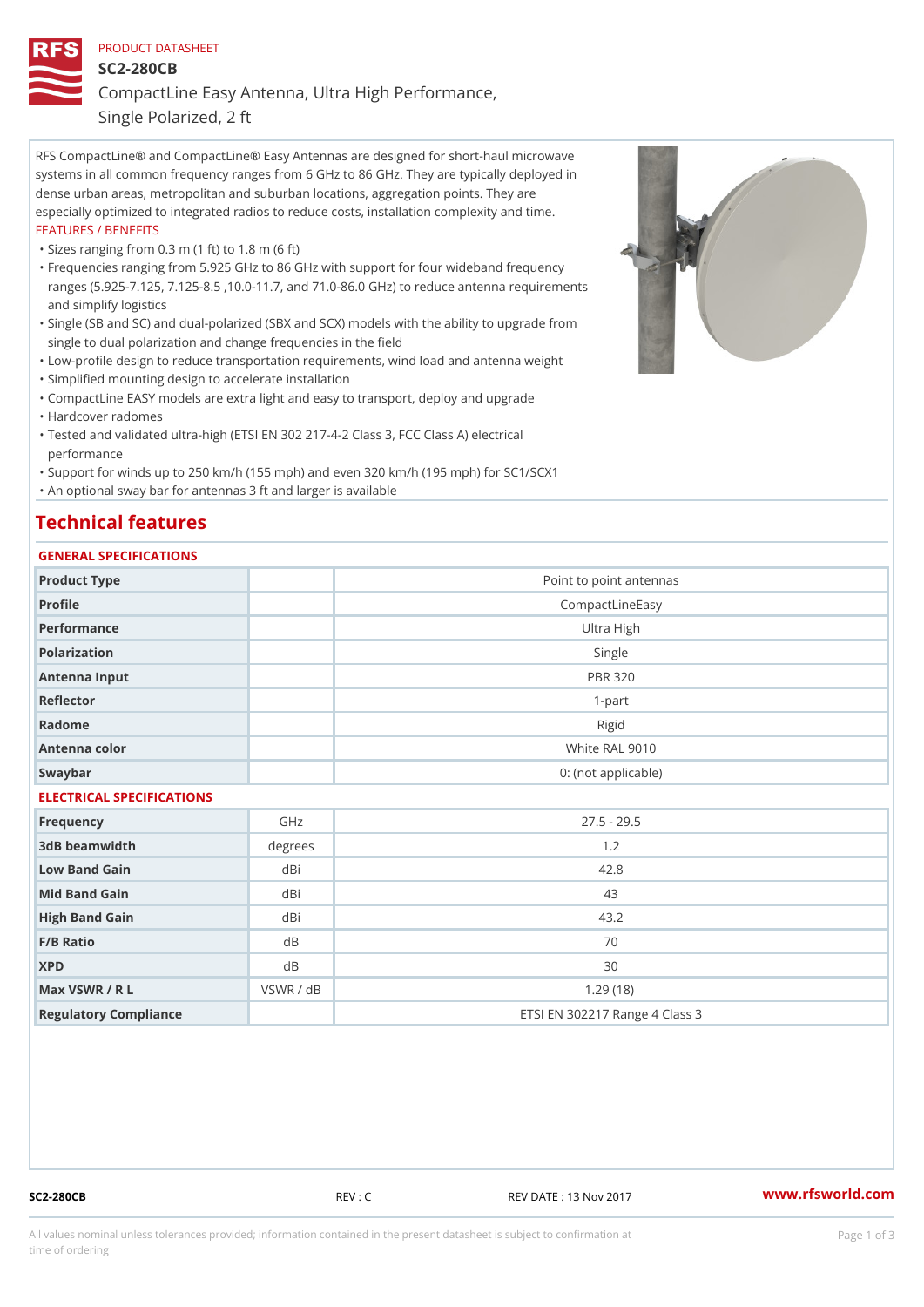PRODUCT DATASHEET

# SC2-280CB

CompactLine Easy Antenna, Ultra High Performance, Single Polarized, 2 ft

RFS CompactLine® and CompactLine® Easy Antennas are designed for short-haul microwave systems in all common frequency ranges from 6 GHz to 86 GHz. They are typically deployed in dense urban areas, metropolitan and suburban locations, aggregation points. They are especially optimized to integrated radios to reduce costs, installation complexity and time.

FEATURES / BENEFITS

- Sizes ranging from 0.3 m (1 ft) to 1.8 m (6 ft)
- Frequencies ranging from 5.925 GHz to 86 GHz with support for four wideband frequency ranges (5.925-7.125, 7.125-8.5 ,10.0-11.7, and 71.0-86.0 GHz) to reduce antenna requirements and simplify logistics
- Single (SB and SC) and dual-polarized (SBX and SCX) models with the ability to upgrade from single to dual polarization and change frequencies in the field
- Low-profile design to reduce transportation requirements, wind load and antenna weight
- Simplified mounting design to accelerate installation
- CompactLine EASY models are extra light and easy to transport, deploy and upgrade
- Hardcover radomes
- Tested and validated ultra-high (ETSI EN 302 217-4-2 Class 3, FCC Class A) electrical performance
- Support for winds up to 250 km/h (155 mph) and even 320 km/h (195 mph) for SC1/SCX1
- An optional sway bar for antennas 3 ft and larger is available

## Technical features

### GENERAL SPECIFICATIONS

| | | |
|---|---|---|
| Product Type | | Point to point antennas |
| Profile | | CompactLineEasy |
| Performance | | Ultra High |
| Polarization | | Single |
| Antenna Input | | PBR 320 |
| Reflector | | 1-part |
| Radome | | Rigid |
| Antenna color | | White RAL 9010 |
| Swaybar | | 0: (not applicable) |

### ELECTRICAL SPECIFICATIONS

| | | |
|---|---|---|
| Frequency | GHz | 27.5 - 29.5 |
| 3dB beamwidth | degrees | 1.2 |
| Low Band Gain | dBi | 42.8 |
| Mid Band Gain | dBi | 43 |
| High Band Gain | dBi | 43.2 |
| F/B Ratio | dB | 70 |
| XPD | dB | 30 |
| Max VSWR / R L | VSWR / dB | 1.29 (18) |
| Regulatory Compliance | | ETSI EN 302217 Range 4 Class 3 |

SC2-280CB REV : C REV DATE : 13 Nov 2017 www.rfsworld.com

All values nominal unless tolerances provided; information contained in the present datasheet is subject to confirmation at time of ordering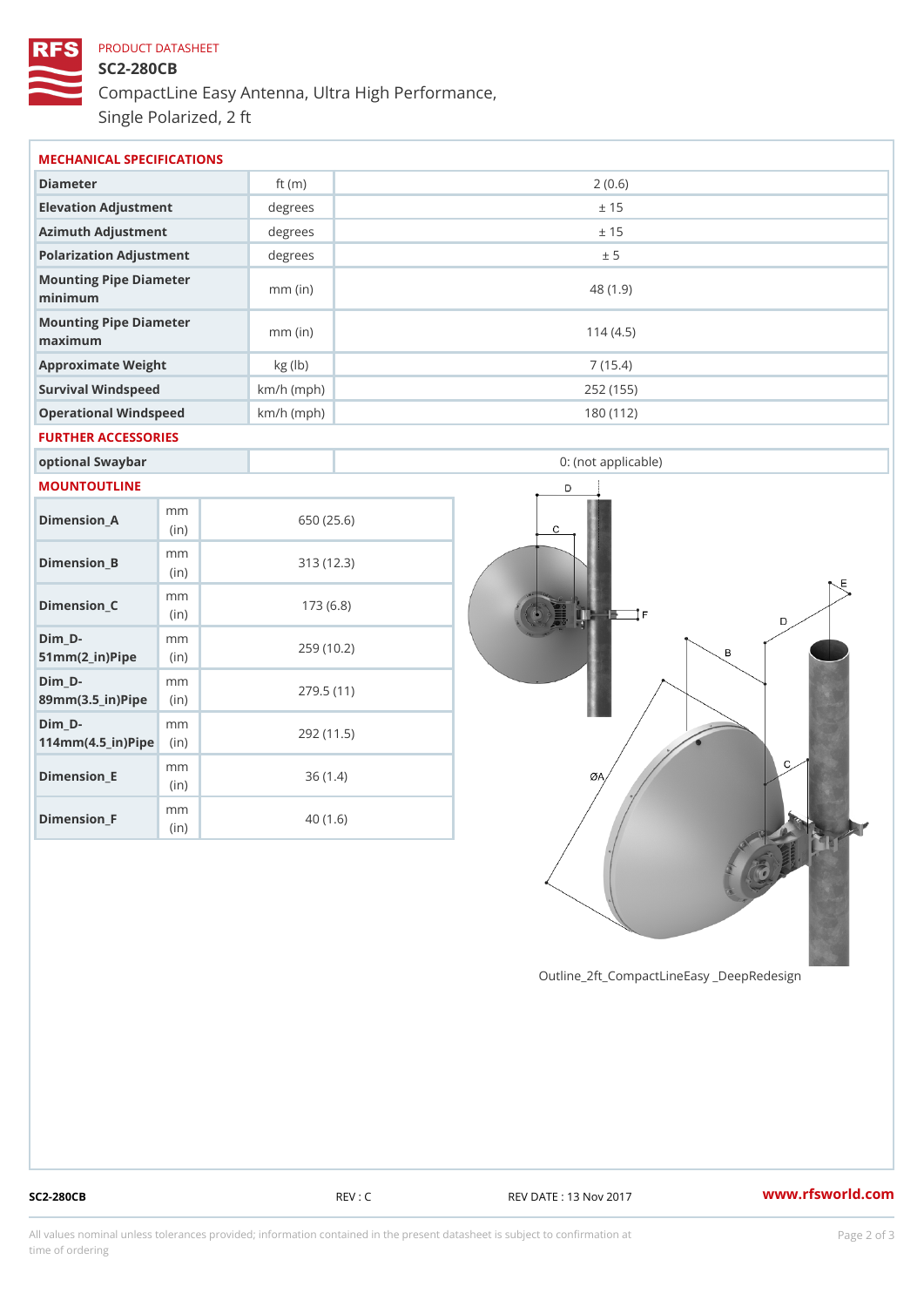PRODUCT DATASHEET

# SC2-280CB

CompactLine Easy Antenna, Ultra High Performance, Single Polarized, 2 ft

## MECHANICAL SPECIFICATIONS

| | | |
|---|---|---|
| Diameter | ft (m) | 2 (0.6) |
| Elevation Adjustment | degrees | ± 15 |
| Azimuth Adjustment | degrees | ± 15 |
| Polarization Adjustment | degrees | ± 5 |
| Mounting Pipe Diameter minimum | mm (in) | 48 (1.9) |
| Mounting Pipe Diameter maximum | mm (in) | 114 (4.5) |
| Approximate Weight | kg (lb) | 7 (15.4) |
| Survival Windspeed | km/h (mph) | 252 (155) |
| Operational Windspeed | km/h (mph) | 180 (112) |

## FURTHER ACCESSORIES

| | | |
|---|---|---|
| optional Swaybar | | 0: (not applicable) |

## MOUNTOUTLINE

| | | |
|---|---|---|
| Dimension_A | mm (in) | 650 (25.6) |
| Dimension_B | mm (in) | 313 (12.3) |
| Dimension_C | mm (in) | 173 (6.8) |
| Dim_D-51mm(2_in)Pipe | mm (in) | 259 (10.2) |
| Dim_D-89mm(3.5_in)Pipe | mm (in) | 279.5 (11) |
| Dim_D-114mm(4.5_in)Pipe | mm (in) | 292 (11.5) |
| Dimension_E | mm (in) | 36 (1.4) |
| Dimension_F | mm (in) | 40 (1.6) |

Outline_2ft_CompactLineEasy _DeepRedesign

SC2-280CB REV : C REV DATE : 13 Nov 2017 www.rfsworld.com

All values nominal unless tolerances provided; information contained in the present datasheet is subject to confirmation at time of ordering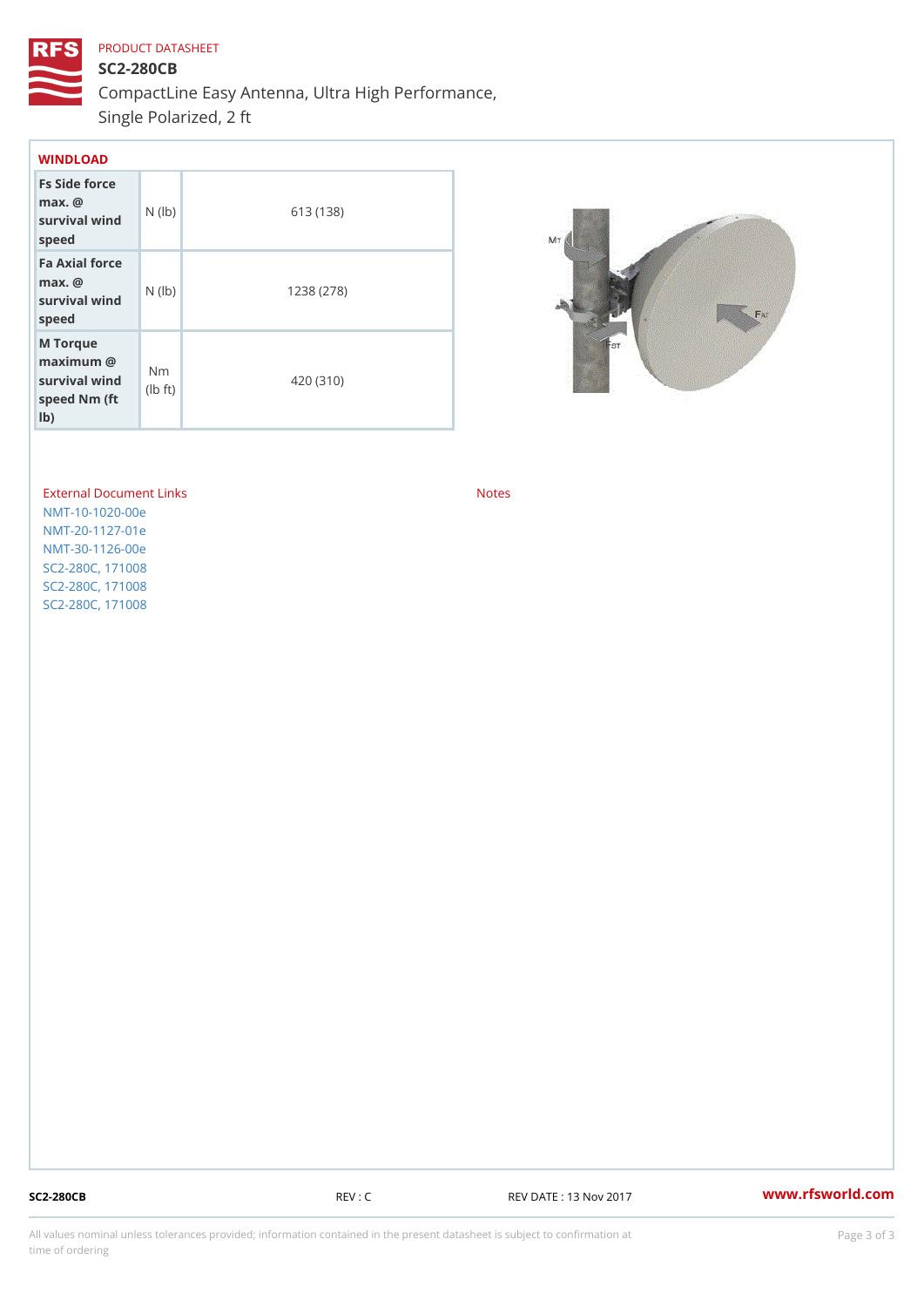PRODUCT DATASHEET

# SC2-280CB

## CompactLine Easy Antenna, Ultra High Performance, Single Polarized, 2 ft

### WINDLOAD

| | | |
|---|---|---|
| Fs Side force max. @ survival wind speed | N (lb) | 613 (138) |
| Fa Axial force max. @ survival wind speed | N (lb) | 1238 (278) |
| M Torque maximum @ survival wind speed Nm (ft lb) | Nm (lb ft) | 420 (310) |

MT

FAT

FST

External Document Links

NMT-10-1020-00e
NMT-20-1127-01e
NMT-30-1126-00e
SC2-280C, 171008
SC2-280C, 171008
SC2-280C, 171008

Notes

SC2-280CB REV : C REV DATE : 13 Nov 2017 www.rfsworld.com

All values nominal unless tolerances provided; information contained in the present datasheet is subject to confirmation at time of ordering